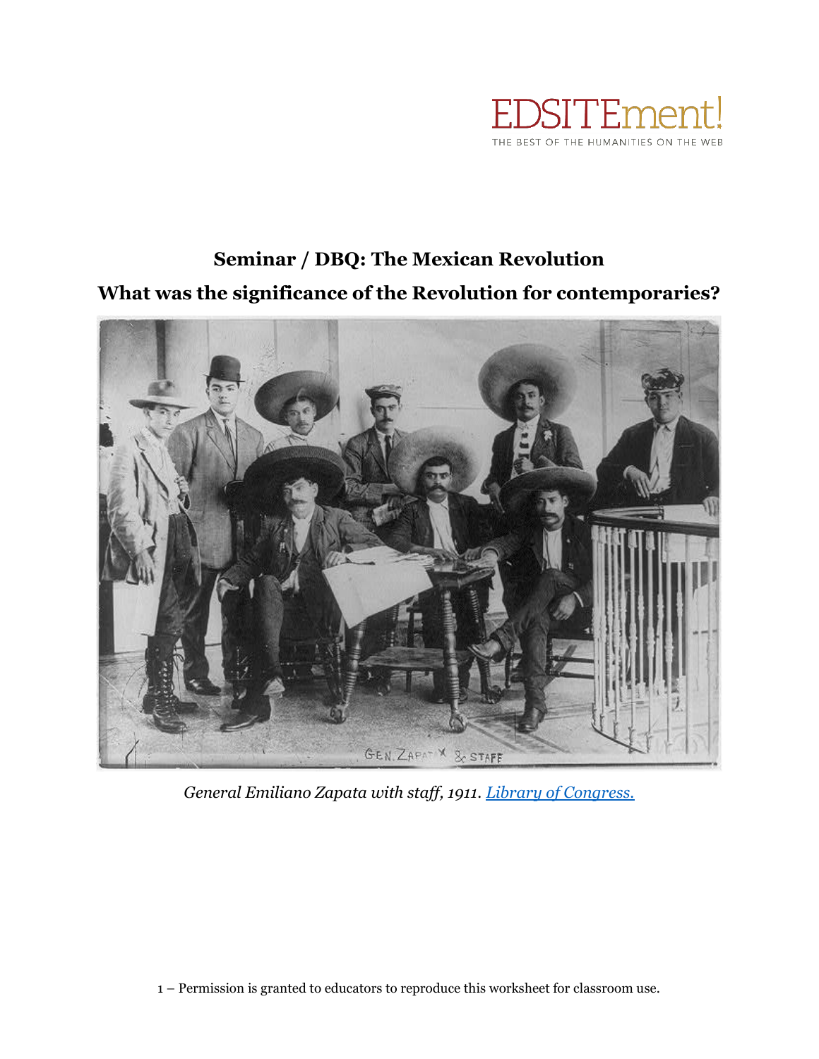EDSITEment!
THE BEST OF THE HUMANITIES ON THE WEB

# Seminar / DBQ: The Mexican Revolution

## What was the significance of the Revolution for contemporaries?

*General Emiliano Zapata with staff, 1911. Library of Congress.*

1 – Permission is granted to educators to reproduce this worksheet for classroom use.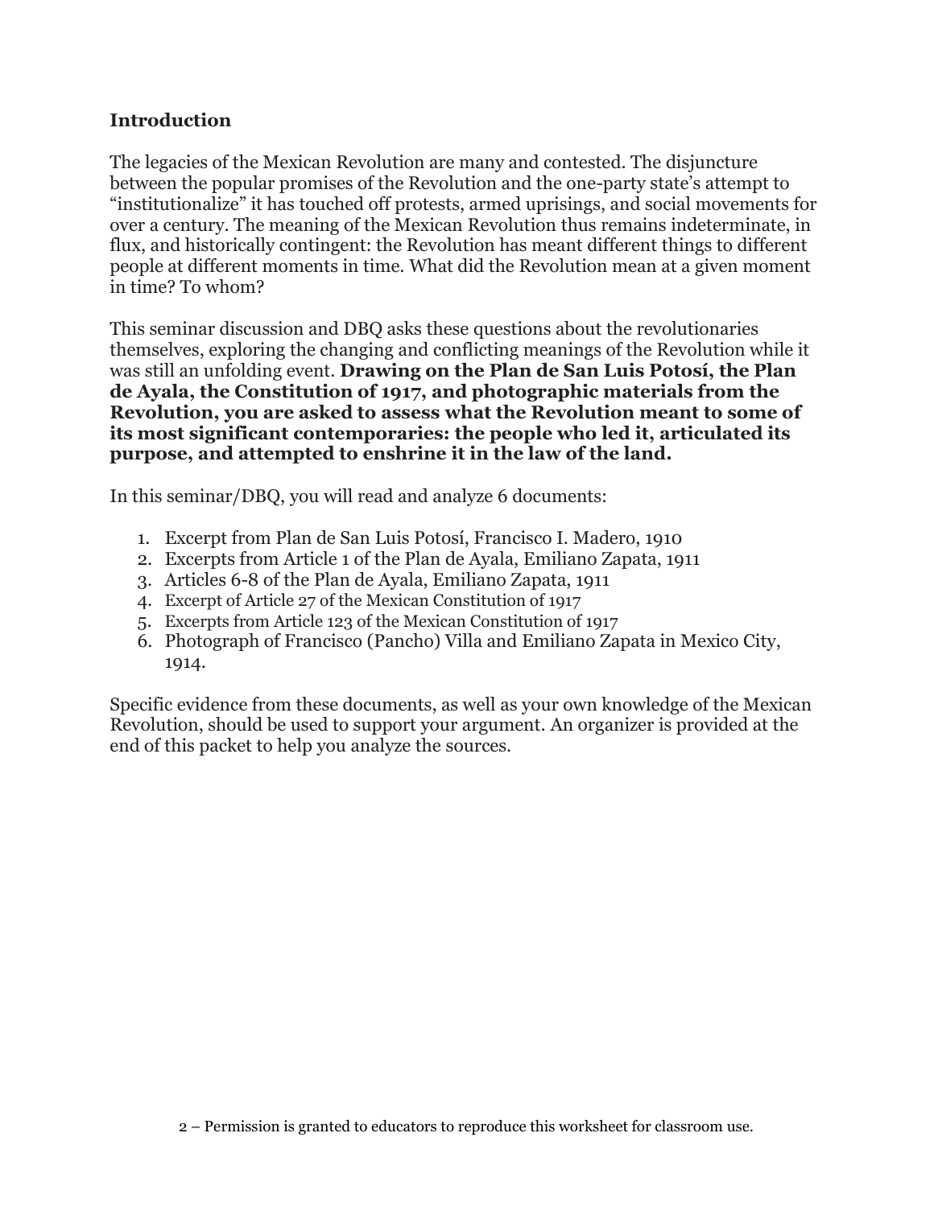## Introduction

The legacies of the Mexican Revolution are many and contested. The disjuncture between the popular promises of the Revolution and the one-party state's attempt to "institutionalize" it has touched off protests, armed uprisings, and social movements for over a century. The meaning of the Mexican Revolution thus remains indeterminate, in flux, and historically contingent: the Revolution has meant different things to different people at different moments in time. What did the Revolution mean at a given moment in time? To whom?

This seminar discussion and DBQ asks these questions about the revolutionaries themselves, exploring the changing and conflicting meanings of the Revolution while it was still an unfolding event. **Drawing on the Plan de San Luis Potosí, the Plan de Ayala, the Constitution of 1917, and photographic materials from the Revolution, you are asked to assess what the Revolution meant to some of its most significant contemporaries: the people who led it, articulated its purpose, and attempted to enshrine it in the law of the land.**

In this seminar/DBQ, you will read and analyze 6 documents:

1. Excerpt from Plan de San Luis Potosí, Francisco I. Madero, 1910
2. Excerpts from Article 1 of the Plan de Ayala, Emiliano Zapata, 1911
3. Articles 6-8 of the Plan de Ayala, Emiliano Zapata, 1911
4. Excerpt of Article 27 of the Mexican Constitution of 1917
5. Excerpts from Article 123 of the Mexican Constitution of 1917
6. Photograph of Francisco (Pancho) Villa and Emiliano Zapata in Mexico City, 1914.

Specific evidence from these documents, as well as your own knowledge of the Mexican Revolution, should be used to support your argument. An organizer is provided at the end of this packet to help you analyze the sources.

2 – Permission is granted to educators to reproduce this worksheet for classroom use.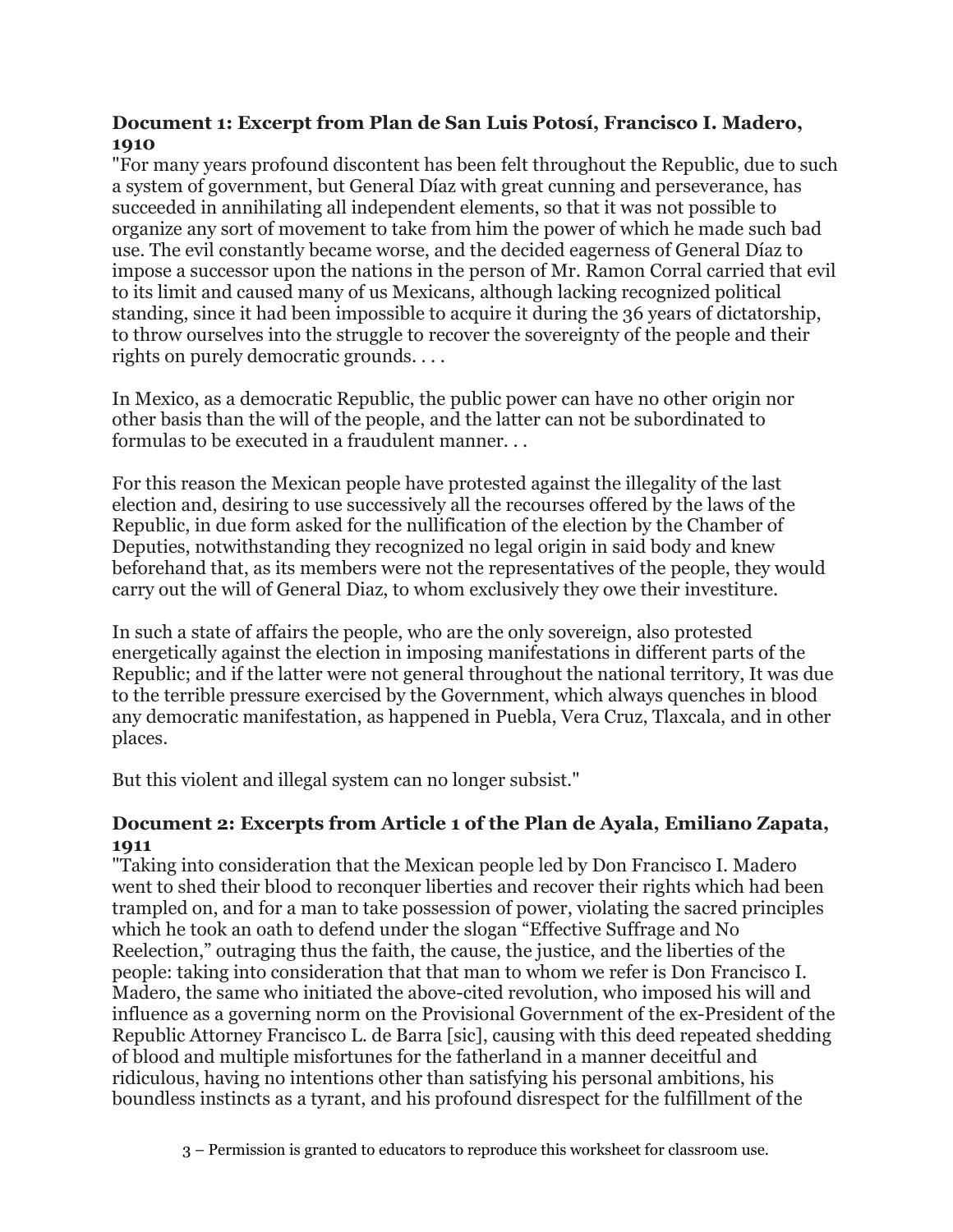### Document 1: Excerpt from Plan de San Luis Potosí, Francisco I. Madero, 1910

"For many years profound discontent has been felt throughout the Republic, due to such a system of government, but General Díaz with great cunning and perseverance, has succeeded in annihilating all independent elements, so that it was not possible to organize any sort of movement to take from him the power of which he made such bad use. The evil constantly became worse, and the decided eagerness of General Díaz to impose a successor upon the nations in the person of Mr. Ramon Corral carried that evil to its limit and caused many of us Mexicans, although lacking recognized political standing, since it had been impossible to acquire it during the 36 years of dictatorship, to throw ourselves into the struggle to recover the sovereignty of the people and their rights on purely democratic grounds. . . .

In Mexico, as a democratic Republic, the public power can have no other origin nor other basis than the will of the people, and the latter can not be subordinated to formulas to be executed in a fraudulent manner. . .

For this reason the Mexican people have protested against the illegality of the last election and, desiring to use successively all the recourses offered by the laws of the Republic, in due form asked for the nullification of the election by the Chamber of Deputies, notwithstanding they recognized no legal origin in said body and knew beforehand that, as its members were not the representatives of the people, they would carry out the will of General Diaz, to whom exclusively they owe their investiture.

In such a state of affairs the people, who are the only sovereign, also protested energetically against the election in imposing manifestations in different parts of the Republic; and if the latter were not general throughout the national territory, It was due to the terrible pressure exercised by the Government, which always quenches in blood any democratic manifestation, as happened in Puebla, Vera Cruz, Tlaxcala, and in other places.

But this violent and illegal system can no longer subsist."

### Document 2: Excerpts from Article 1 of the Plan de Ayala, Emiliano Zapata, 1911

"Taking into consideration that the Mexican people led by Don Francisco I. Madero went to shed their blood to reconquer liberties and recover their rights which had been trampled on, and for a man to take possession of power, violating the sacred principles which he took an oath to defend under the slogan "Effective Suffrage and No Reelection," outraging thus the faith, the cause, the justice, and the liberties of the people: taking into consideration that that man to whom we refer is Don Francisco I. Madero, the same who initiated the above-cited revolution, who imposed his will and influence as a governing norm on the Provisional Government of the ex-President of the Republic Attorney Francisco L. de Barra [sic], causing with this deed repeated shedding of blood and multiple misfortunes for the fatherland in a manner deceitful and ridiculous, having no intentions other than satisfying his personal ambitions, his boundless instincts as a tyrant, and his profound disrespect for the fulfillment of the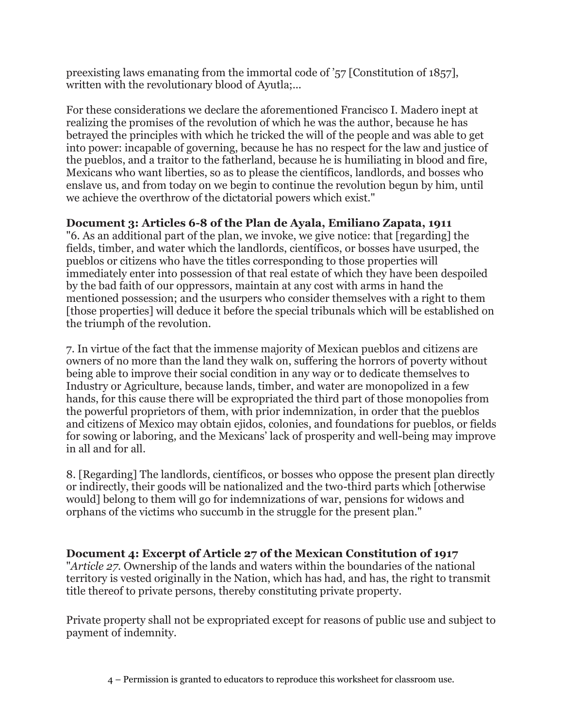preexisting laws emanating from the immortal code of '57 [Constitution of 1857], written with the revolutionary blood of Ayutla;...

For these considerations we declare the aforementioned Francisco I. Madero inept at realizing the promises of the revolution of which he was the author, because he has betrayed the principles with which he tricked the will of the people and was able to get into power: incapable of governing, because he has no respect for the law and justice of the pueblos, and a traitor to the fatherland, because he is humiliating in blood and fire, Mexicans who want liberties, so as to please the científicos, landlords, and bosses who enslave us, and from today on we begin to continue the revolution begun by him, until we achieve the overthrow of the dictatorial powers which exist."

**Document 3: Articles 6-8 of the Plan de Ayala, Emiliano Zapata, 1911**

"6. As an additional part of the plan, we invoke, we give notice: that [regarding] the fields, timber, and water which the landlords, científicos, or bosses have usurped, the pueblos or citizens who have the titles corresponding to those properties will immediately enter into possession of that real estate of which they have been despoiled by the bad faith of our oppressors, maintain at any cost with arms in hand the mentioned possession; and the usurpers who consider themselves with a right to them [those properties] will deduce it before the special tribunals which will be established on the triumph of the revolution.

7. In virtue of the fact that the immense majority of Mexican pueblos and citizens are owners of no more than the land they walk on, suffering the horrors of poverty without being able to improve their social condition in any way or to dedicate themselves to Industry or Agriculture, because lands, timber, and water are monopolized in a few hands, for this cause there will be expropriated the third part of those monopolies from the powerful proprietors of them, with prior indemnization, in order that the pueblos and citizens of Mexico may obtain ejidos, colonies, and foundations for pueblos, or fields for sowing or laboring, and the Mexicans' lack of prosperity and well-being may improve in all and for all.

8. [Regarding] The landlords, científicos, or bosses who oppose the present plan directly or indirectly, their goods will be nationalized and the two-third parts which [otherwise would] belong to them will go for indemnizations of war, pensions for widows and orphans of the victims who succumb in the struggle for the present plan."

**Document 4: Excerpt of Article 27 of the Mexican Constitution of 1917**

"*Article 27.* Ownership of the lands and waters within the boundaries of the national territory is vested originally in the Nation, which has had, and has, the right to transmit title thereof to private persons, thereby constituting private property.

Private property shall not be expropriated except for reasons of public use and subject to payment of indemnity.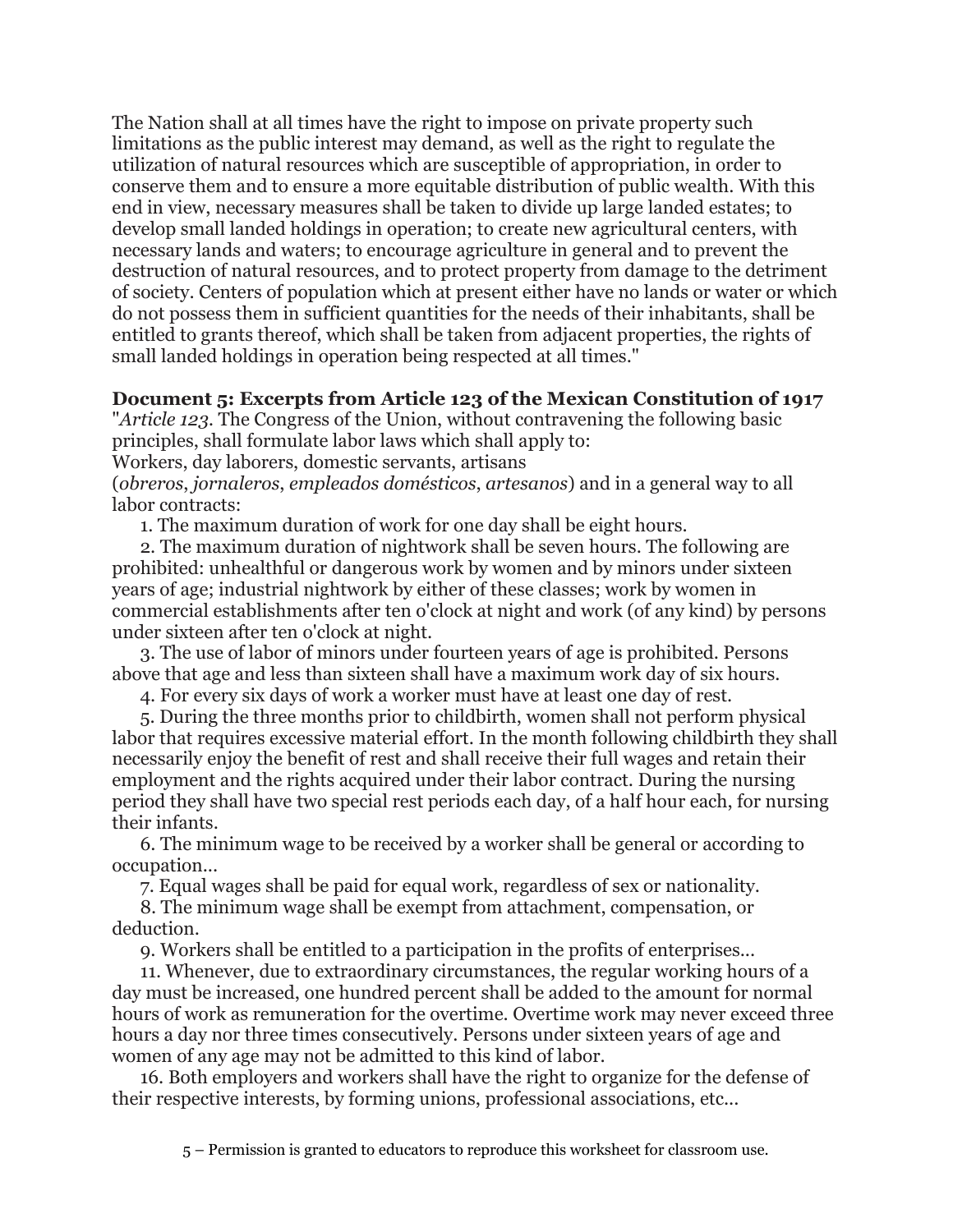The Nation shall at all times have the right to impose on private property such limitations as the public interest may demand, as well as the right to regulate the utilization of natural resources which are susceptible of appropriation, in order to conserve them and to ensure a more equitable distribution of public wealth. With this end in view, necessary measures shall be taken to divide up large landed estates; to develop small landed holdings in operation; to create new agricultural centers, with necessary lands and waters; to encourage agriculture in general and to prevent the destruction of natural resources, and to protect property from damage to the detriment of society. Centers of population which at present either have no lands or water or which do not possess them in sufficient quantities for the needs of their inhabitants, shall be entitled to grants thereof, which shall be taken from adjacent properties, the rights of small landed holdings in operation being respected at all times."

**Document 5: Excerpts from Article 123 of the Mexican Constitution of 1917**

"*Article 123*. The Congress of the Union, without contravening the following basic principles, shall formulate labor laws which shall apply to:
Workers, day laborers, domestic servants, artisans (*obreros*, *jornaleros*, *empleados domésticos*, *artesanos*) and in a general way to all labor contracts:

1. The maximum duration of work for one day shall be eight hours.
2. The maximum duration of nightwork shall be seven hours. The following are prohibited: unhealthful or dangerous work by women and by minors under sixteen years of age; industrial nightwork by either of these classes; work by women in commercial establishments after ten o'clock at night and work (of any kind) by persons under sixteen after ten o'clock at night.
3. The use of labor of minors under fourteen years of age is prohibited. Persons above that age and less than sixteen shall have a maximum work day of six hours.
4. For every six days of work a worker must have at least one day of rest.
5. During the three months prior to childbirth, women shall not perform physical labor that requires excessive material effort. In the month following childbirth they shall necessarily enjoy the benefit of rest and shall receive their full wages and retain their employment and the rights acquired under their labor contract. During the nursing period they shall have two special rest periods each day, of a half hour each, for nursing their infants.
6. The minimum wage to be received by a worker shall be general or according to occupation...
7. Equal wages shall be paid for equal work, regardless of sex or nationality.
8. The minimum wage shall be exempt from attachment, compensation, or deduction.
9. Workers shall be entitled to a participation in the profits of enterprises...

11. Whenever, due to extraordinary circumstances, the regular working hours of a day must be increased, one hundred percent shall be added to the amount for normal hours of work as remuneration for the overtime. Overtime work may never exceed three hours a day nor three times consecutively. Persons under sixteen years of age and women of any age may not be admitted to this kind of labor.

16. Both employers and workers shall have the right to organize for the defense of their respective interests, by forming unions, professional associations, etc...

5 – Permission is granted to educators to reproduce this worksheet for classroom use.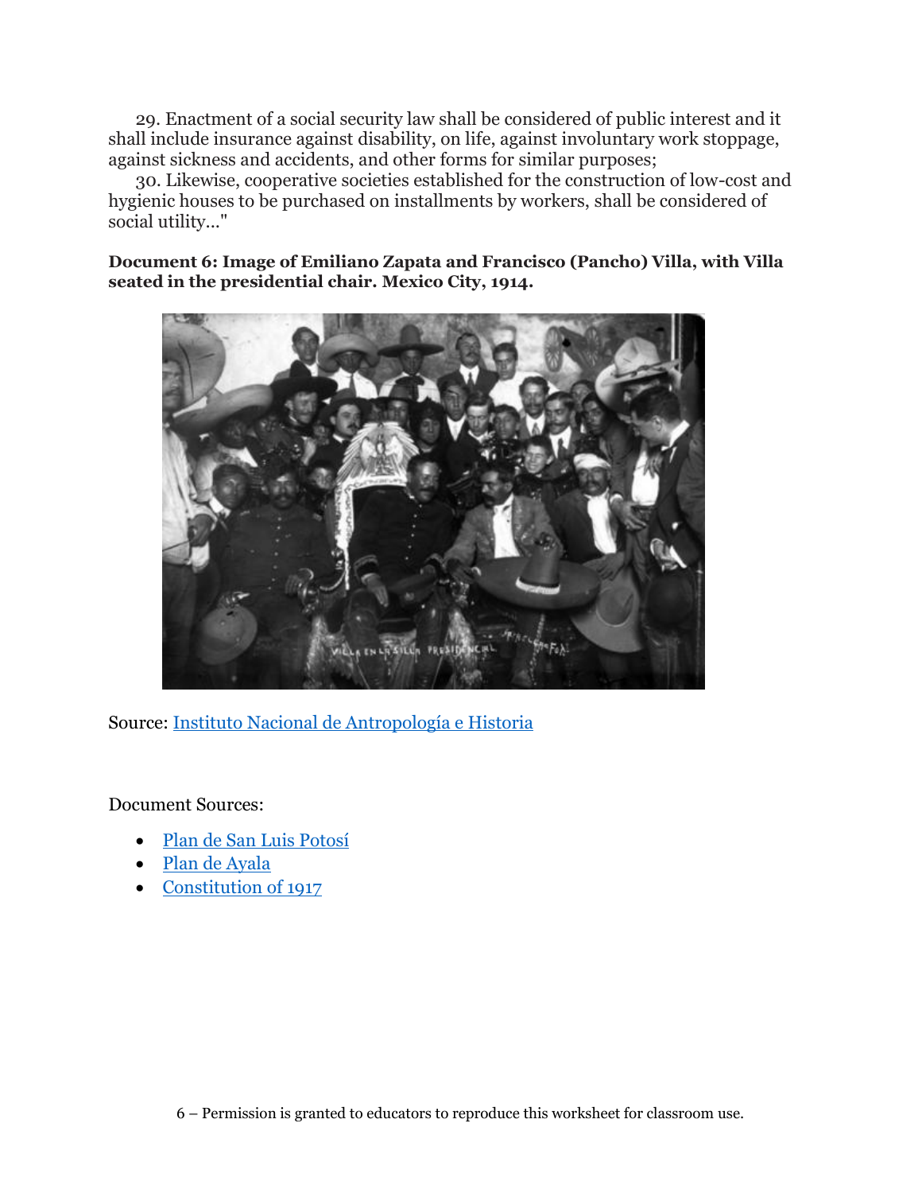29. Enactment of a social security law shall be considered of public interest and it shall include insurance against disability, on life, against involuntary work stoppage, against sickness and accidents, and other forms for similar purposes;

30. Likewise, cooperative societies established for the construction of low-cost and hygienic houses to be purchased on installments by workers, shall be considered of social utility..."

**Document 6: Image of Emiliano Zapata and Francisco (Pancho) Villa, with Villa seated in the presidential chair. Mexico City, 1914.**

Source: [Instituto Nacional de Antropología e Historia]

Document Sources:

- [Plan de San Luis Potosí]
- [Plan de Ayala]
- [Constitution of 1917]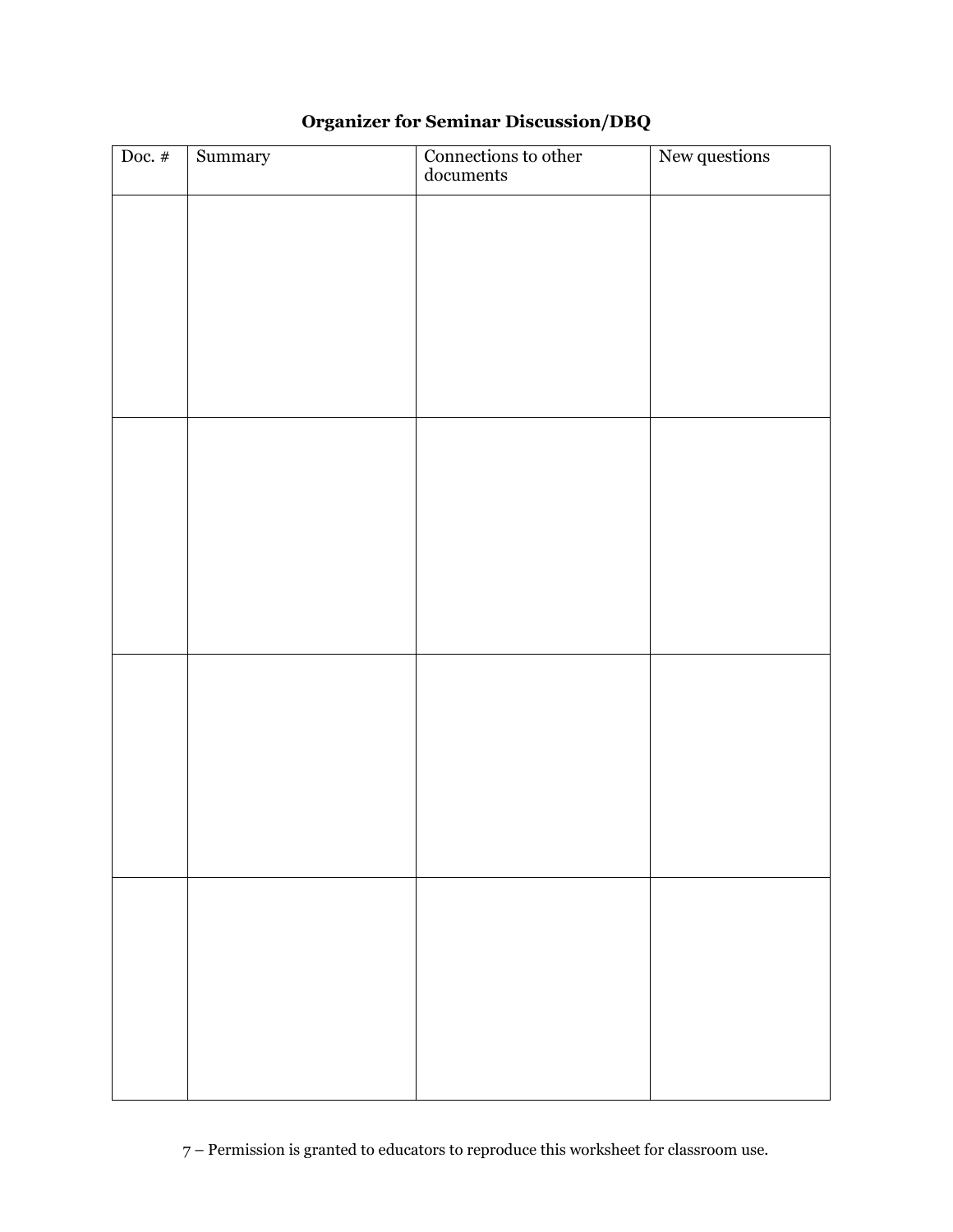**Organizer for Seminar Discussion/DBQ**

| Doc. # | Summary | Connections to other documents | New questions |
|---|---|---|---|
| | | | |
| | | | |
| | | | |
| | | | |

7 – Permission is granted to educators to reproduce this worksheet for classroom use.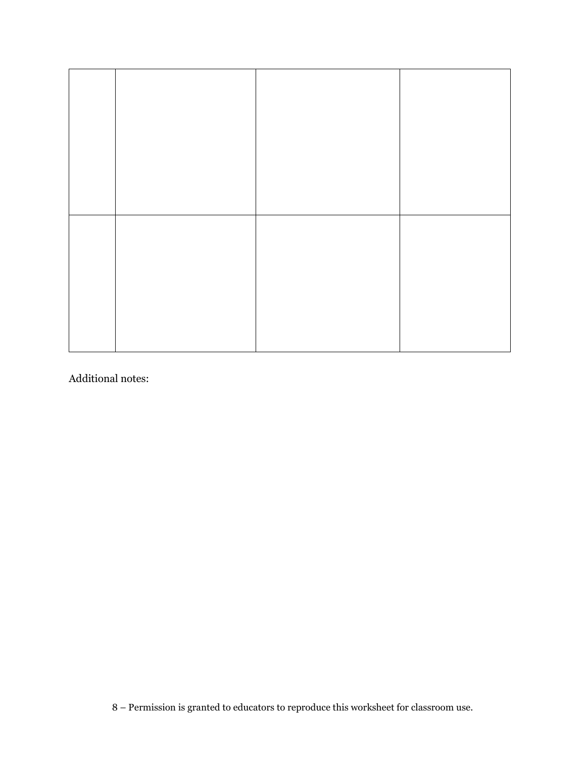| | | | |
|---|---|---|---|
| | | | |
| | | | |

Additional notes:

8 – Permission is granted to educators to reproduce this worksheet for classroom use.